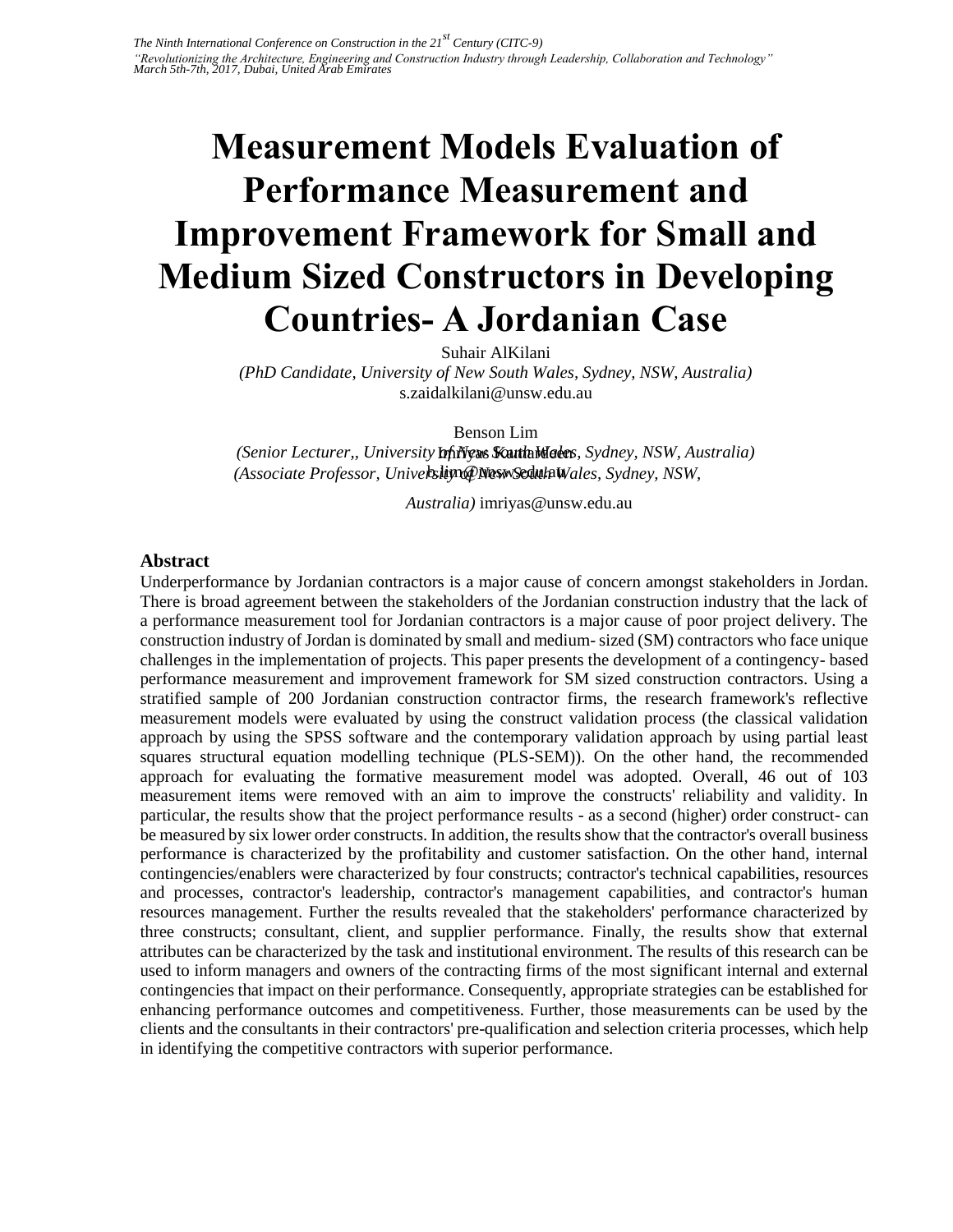# Measurement Models Evaluation of Performance Measurement and Improvement Framework for Small and Medium Sized Constructors in Developing Countries- A Jordanian Case

Suhair AlKilani
*(PhD Candidate, University of New South Wales, Sydney, NSW, Australia)*
s.zaidalkilani@unsw.edu.au

Benson Lim
*(Senior Lecturer,, University of New South Wales, Sydney, NSW, Australia)*
b.lim@unsw.edu.au

Imriyas Kamardeen
*(Associate Professor, University of New South Wales, Sydney, NSW, Australia)* imriyas@unsw.edu.au

## Abstract

Underperformance by Jordanian contractors is a major cause of concern amongst stakeholders in Jordan. There is broad agreement between the stakeholders of the Jordanian construction industry that the lack of a performance measurement tool for Jordanian contractors is a major cause of poor project delivery. The construction industry of Jordan is dominated by small and medium- sized (SM) contractors who face unique challenges in the implementation of projects. This paper presents the development of a contingency- based performance measurement and improvement framework for SM sized construction contractors. Using a stratified sample of 200 Jordanian construction contractor firms, the research framework's reflective measurement models were evaluated by using the construct validation process (the classical validation approach by using the SPSS software and the contemporary validation approach by using partial least squares structural equation modelling technique (PLS-SEM)). On the other hand, the recommended approach for evaluating the formative measurement model was adopted. Overall, 46 out of 103 measurement items were removed with an aim to improve the constructs' reliability and validity. In particular, the results show that the project performance results - as a second (higher) order construct- can be measured by six lower order constructs. In addition, the results show that the contractor's overall business performance is characterized by the profitability and customer satisfaction. On the other hand, internal contingencies/enablers were characterized by four constructs; contractor's technical capabilities, resources and processes, contractor's leadership, contractor's management capabilities, and contractor's human resources management. Further the results revealed that the stakeholders' performance characterized by three constructs; consultant, client, and supplier performance. Finally, the results show that external attributes can be characterized by the task and institutional environment. The results of this research can be used to inform managers and owners of the contracting firms of the most significant internal and external contingencies that impact on their performance. Consequently, appropriate strategies can be established for enhancing performance outcomes and competitiveness. Further, those measurements can be used by the clients and the consultants in their contractors' pre-qualification and selection criteria processes, which help in identifying the competitive contractors with superior performance.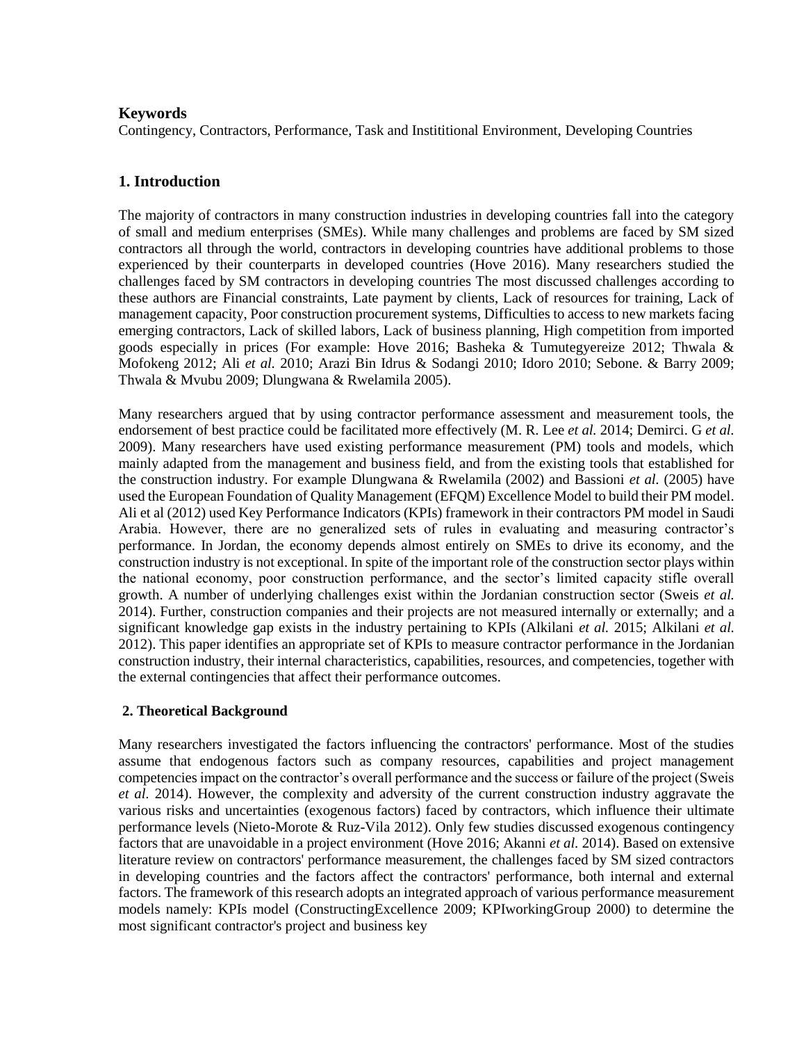**Keywords**

Contingency, Contractors, Performance, Task and Instititional Environment, Developing Countries

## 1. Introduction

The majority of contractors in many construction industries in developing countries fall into the category of small and medium enterprises (SMEs). While many challenges and problems are faced by SM sized contractors all through the world, contractors in developing countries have additional problems to those experienced by their counterparts in developed countries (Hove 2016). Many researchers studied the challenges faced by SM contractors in developing countries The most discussed challenges according to these authors are Financial constraints, Late payment by clients, Lack of resources for training, Lack of management capacity, Poor construction procurement systems, Difficulties to access to new markets facing emerging contractors, Lack of skilled labors, Lack of business planning, High competition from imported goods especially in prices (For example: Hove 2016; Basheka & Tumutegyereize 2012; Thwala & Mofokeng 2012; Ali *et al.* 2010; Arazi Bin Idrus & Sodangi 2010; Idoro 2010; Sebone. & Barry 2009; Thwala & Mvubu 2009; Dlungwana & Rwelamila 2005).

Many researchers argued that by using contractor performance assessment and measurement tools, the endorsement of best practice could be facilitated more effectively (M. R. Lee *et al.* 2014; Demirci. G *et al.* 2009). Many researchers have used existing performance measurement (PM) tools and models, which mainly adapted from the management and business field, and from the existing tools that established for the construction industry. For example Dlungwana & Rwelamila (2002) and Bassioni *et al.* (2005) have used the European Foundation of Quality Management (EFQM) Excellence Model to build their PM model. Ali et al (2012) used Key Performance Indicators (KPIs) framework in their contractors PM model in Saudi Arabia. However, there are no generalized sets of rules in evaluating and measuring contractor's performance. In Jordan, the economy depends almost entirely on SMEs to drive its economy, and the construction industry is not exceptional. In spite of the important role of the construction sector plays within the national economy, poor construction performance, and the sector's limited capacity stifle overall growth. A number of underlying challenges exist within the Jordanian construction sector (Sweis *et al.* 2014). Further, construction companies and their projects are not measured internally or externally; and a significant knowledge gap exists in the industry pertaining to KPIs (Alkilani *et al.* 2015; Alkilani *et al.* 2012). This paper identifies an appropriate set of KPIs to measure contractor performance in the Jordanian construction industry, their internal characteristics, capabilities, resources, and competencies, together with the external contingencies that affect their performance outcomes.

## 2. Theoretical Background

Many researchers investigated the factors influencing the contractors' performance. Most of the studies assume that endogenous factors such as company resources, capabilities and project management competencies impact on the contractor's overall performance and the success or failure of the project (Sweis *et al.* 2014). However, the complexity and adversity of the current construction industry aggravate the various risks and uncertainties (exogenous factors) faced by contractors, which influence their ultimate performance levels (Nieto-Morote & Ruz-Vila 2012). Only few studies discussed exogenous contingency factors that are unavoidable in a project environment (Hove 2016; Akanni *et al.* 2014). Based on extensive literature review on contractors' performance measurement, the challenges faced by SM sized contractors in developing countries and the factors affect the contractors' performance, both internal and external factors. The framework of this research adopts an integrated approach of various performance measurement models namely: KPIs model (ConstructingExcellence 2009; KPIworkingGroup 2000) to determine the most significant contractor's project and business key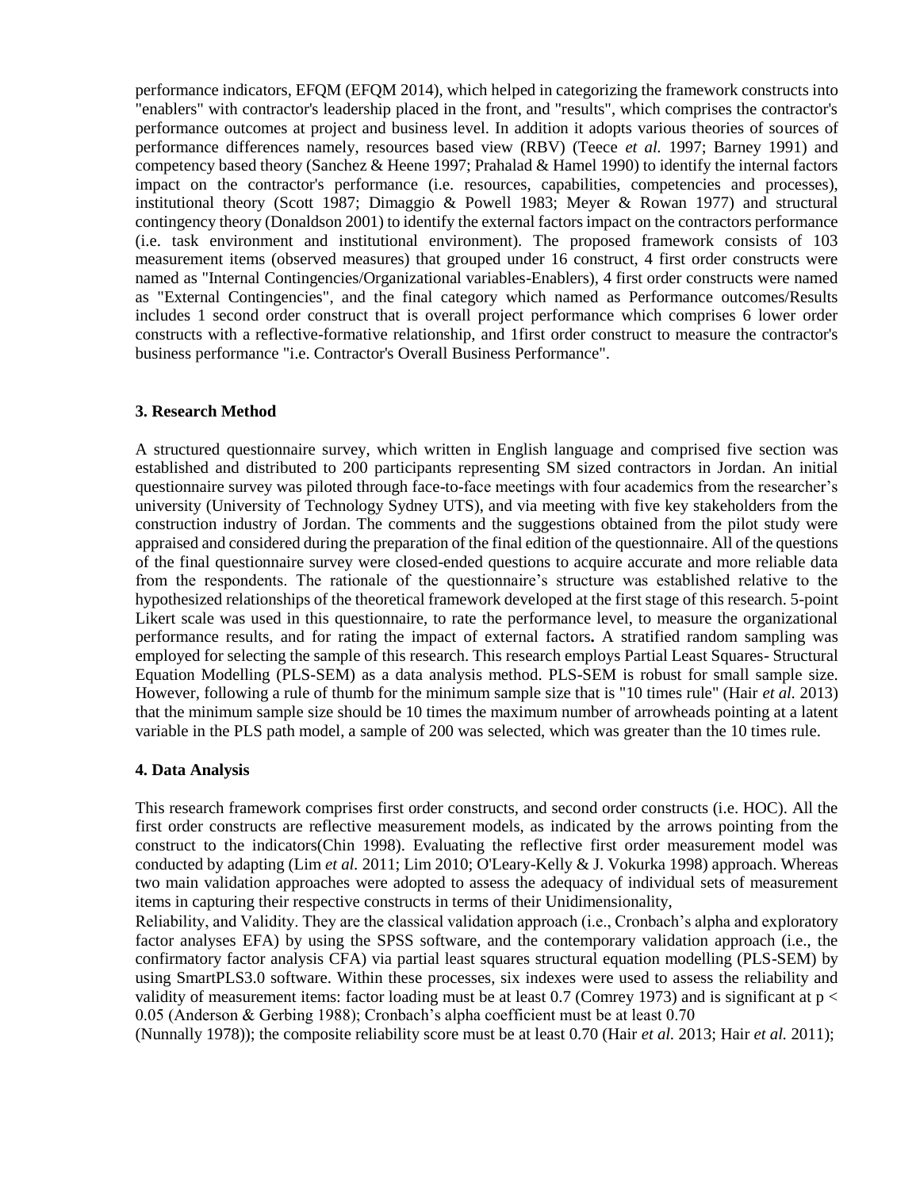performance indicators, EFQM (EFQM 2014), which helped in categorizing the framework constructs into "enablers" with contractor's leadership placed in the front, and "results", which comprises the contractor's performance outcomes at project and business level. In addition it adopts various theories of sources of performance differences namely, resources based view (RBV) (Teece *et al.* 1997; Barney 1991) and competency based theory (Sanchez & Heene 1997; Prahalad & Hamel 1990) to identify the internal factors impact on the contractor's performance (i.e. resources, capabilities, competencies and processes), institutional theory (Scott 1987; Dimaggio & Powell 1983; Meyer & Rowan 1977) and structural contingency theory (Donaldson 2001) to identify the external factors impact on the contractors performance (i.e. task environment and institutional environment). The proposed framework consists of 103 measurement items (observed measures) that grouped under 16 construct, 4 first order constructs were named as "Internal Contingencies/Organizational variables-Enablers), 4 first order constructs were named as "External Contingencies", and the final category which named as Performance outcomes/Results includes 1 second order construct that is overall project performance which comprises 6 lower order constructs with a reflective-formative relationship, and 1first order construct to measure the contractor's business performance "i.e. Contractor's Overall Business Performance".

### 3. Research Method

A structured questionnaire survey, which written in English language and comprised five section was established and distributed to 200 participants representing SM sized contractors in Jordan. An initial questionnaire survey was piloted through face-to-face meetings with four academics from the researcher's university (University of Technology Sydney UTS), and via meeting with five key stakeholders from the construction industry of Jordan. The comments and the suggestions obtained from the pilot study were appraised and considered during the preparation of the final edition of the questionnaire. All of the questions of the final questionnaire survey were closed-ended questions to acquire accurate and more reliable data from the respondents. The rationale of the questionnaire's structure was established relative to the hypothesized relationships of the theoretical framework developed at the first stage of this research. 5-point Likert scale was used in this questionnaire, to rate the performance level, to measure the organizational performance results, and for rating the impact of external factors**.** A stratified random sampling was employed for selecting the sample of this research. This research employs Partial Least Squares- Structural Equation Modelling (PLS-SEM) as a data analysis method. PLS-SEM is robust for small sample size. However, following a rule of thumb for the minimum sample size that is "10 times rule" (Hair *et al.* 2013) that the minimum sample size should be 10 times the maximum number of arrowheads pointing at a latent variable in the PLS path model, a sample of 200 was selected, which was greater than the 10 times rule.

### 4. Data Analysis

This research framework comprises first order constructs, and second order constructs (i.e. HOC). All the first order constructs are reflective measurement models, as indicated by the arrows pointing from the construct to the indicators(Chin 1998). Evaluating the reflective first order measurement model was conducted by adapting (Lim *et al.* 2011; Lim 2010; O'Leary-Kelly & J. Vokurka 1998) approach. Whereas two main validation approaches were adopted to assess the adequacy of individual sets of measurement items in capturing their respective constructs in terms of their Unidimensionality,

Reliability, and Validity. They are the classical validation approach (i.e., Cronbach's alpha and exploratory factor analyses EFA) by using the SPSS software, and the contemporary validation approach (i.e., the confirmatory factor analysis CFA) via partial least squares structural equation modelling (PLS-SEM) by using SmartPLS3.0 software. Within these processes, six indexes were used to assess the reliability and validity of measurement items: factor loading must be at least 0.7 (Comrey 1973) and is significant at $p < 0.05$ (Anderson & Gerbing 1988); Cronbach's alpha coefficient must be at least 0.70 (Nunnally 1978)); the composite reliability score must be at least 0.70 (Hair *et al.* 2013; Hair *et al.* 2011);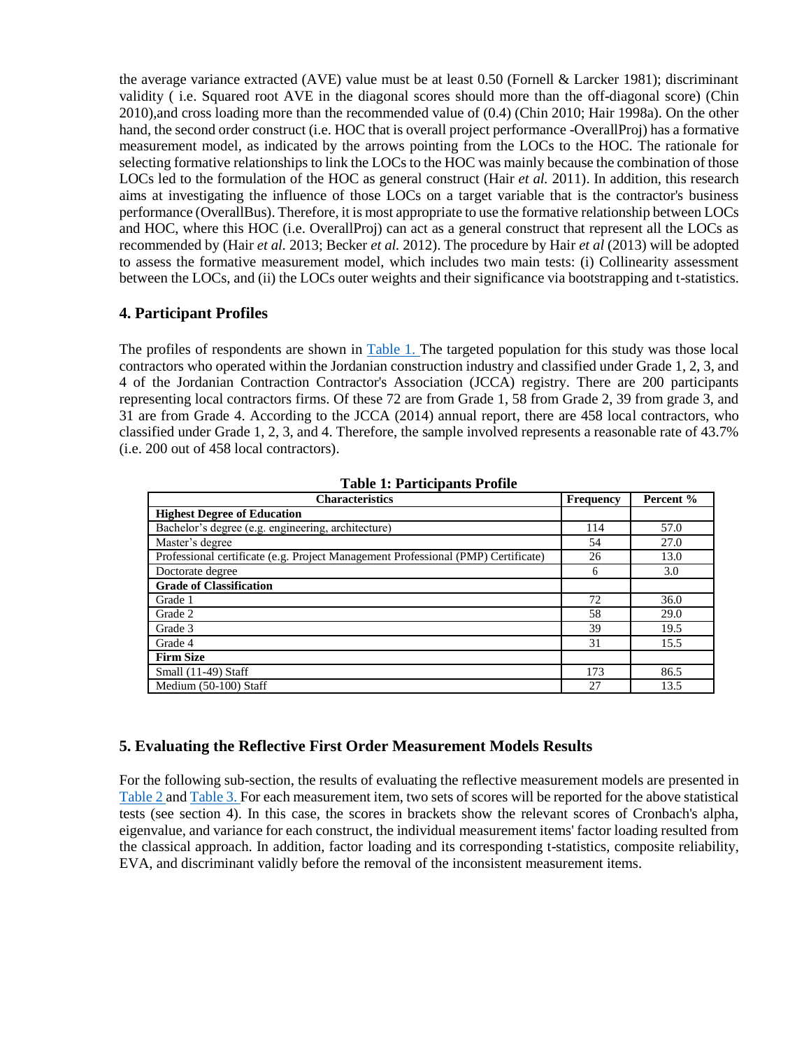the average variance extracted (AVE) value must be at least 0.50 (Fornell & Larcker 1981); discriminant validity ( i.e. Squared root AVE in the diagonal scores should more than the off-diagonal score) (Chin 2010),and cross loading more than the recommended value of (0.4) (Chin 2010; Hair 1998a). On the other hand, the second order construct (i.e. HOC that is overall project performance -OverallProj) has a formative measurement model, as indicated by the arrows pointing from the LOCs to the HOC. The rationale for selecting formative relationships to link the LOCs to the HOC was mainly because the combination of those LOCs led to the formulation of the HOC as general construct (Hair *et al.* 2011). In addition, this research aims at investigating the influence of those LOCs on a target variable that is the contractor's business performance (OverallBus). Therefore, it is most appropriate to use the formative relationship between LOCs and HOC, where this HOC (i.e. OverallProj) can act as a general construct that represent all the LOCs as recommended by (Hair *et al.* 2013; Becker *et al.* 2012). The procedure by Hair *et al* (2013) will be adopted to assess the formative measurement model, which includes two main tests: (i) Collinearity assessment between the LOCs, and (ii) the LOCs outer weights and their significance via bootstrapping and t-statistics.

## 4. Participant Profiles

The profiles of respondents are shown in Table 1. The targeted population for this study was those local contractors who operated within the Jordanian construction industry and classified under Grade 1, 2, 3, and 4 of the Jordanian Contraction Contractor's Association (JCCA) registry. There are 200 participants representing local contractors firms. Of these 72 are from Grade 1, 58 from Grade 2, 39 from grade 3, and 31 are from Grade 4. According to the JCCA (2014) annual report, there are 458 local contractors, who classified under Grade 1, 2, 3, and 4. Therefore, the sample involved represents a reasonable rate of 43.7% (i.e. 200 out of 458 local contractors).

**Table 1: Participants Profile**

| Characteristics | Frequency | Percent % |
|---|---|---|
| **Highest Degree of Education** | | |
| Bachelor's degree (e.g. engineering, architecture) | 114 | 57.0 |
| Master's degree | 54 | 27.0 |
| Professional certificate (e.g. Project Management Professional (PMP) Certificate) | 26 | 13.0 |
| Doctorate degree | 6 | 3.0 |
| **Grade of Classification** | | |
| Grade 1 | 72 | 36.0 |
| Grade 2 | 58 | 29.0 |
| Grade 3 | 39 | 19.5 |
| Grade 4 | 31 | 15.5 |
| **Firm Size** | | |
| Small (11-49) Staff | 173 | 86.5 |
| Medium (50-100) Staff | 27 | 13.5 |

## 5. Evaluating the Reflective First Order Measurement Models Results

For the following sub-section, the results of evaluating the reflective measurement models are presented in Table 2 and Table 3. For each measurement item, two sets of scores will be reported for the above statistical tests (see section 4). In this case, the scores in brackets show the relevant scores of Cronbach's alpha, eigenvalue, and variance for each construct, the individual measurement items' factor loading resulted from the classical approach. In addition, factor loading and its corresponding t-statistics, composite reliability, EVA, and discriminant validly before the removal of the inconsistent measurement items.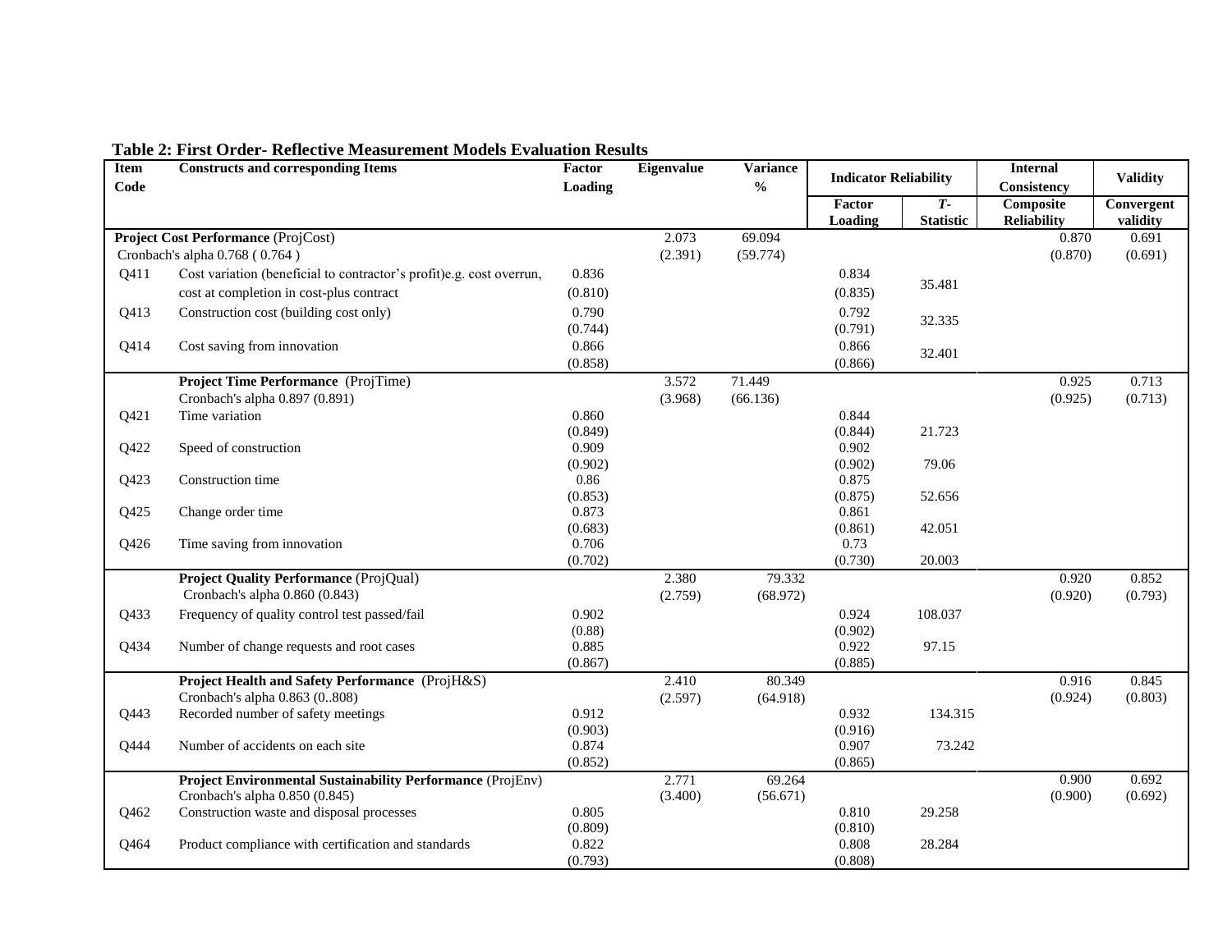**Table 2: First Order- Reflective Measurement Models Evaluation Results**

| Item Code | Constructs and corresponding Items | Factor Loading | Eigenvalue | Variance % | Indicator Reliability | | Internal Consistency | Validity |
|---|---|---|---|---|---|---|---|---|
| | | | | | Factor Loading | *T*-Statistic | Composite Reliability | Convergent validity |
| **Project Cost Performance** (ProjCost) Cronbach's alpha 0.768 ( 0.764 ) | | | 2.073 (2.391) | 69.094 (59.774) | | | 0.870 (0.870) | 0.691 (0.691) |
| Q411 | Cost variation (beneficial to contractor's profit)e.g. cost overrun, cost at completion in cost-plus contract | 0.836 (0.810) | | | 0.834 (0.835) | 35.481 | | |
| Q413 | Construction cost (building cost only) | 0.790 (0.744) | | | 0.792 (0.791) | 32.335 | | |
| Q414 | Cost saving from innovation | 0.866 (0.858) | | | 0.866 (0.866) | 32.401 | | |
| | **Project Time Performance** (ProjTime) Cronbach's alpha 0.897 (0.891) | | 3.572 (3.968) | 71.449 (66.136) | | | 0.925 (0.925) | 0.713 (0.713) |
| Q421 | Time variation | 0.860 (0.849) | | | 0.844 (0.844) | 21.723 | | |
| Q422 | Speed of construction | 0.909 (0.902) | | | 0.902 (0.902) | 79.06 | | |
| Q423 | Construction time | 0.86 (0.853) | | | 0.875 (0.875) | 52.656 | | |
| Q425 | Change order time | 0.873 (0.683) | | | 0.861 (0.861) | 42.051 | | |
| Q426 | Time saving from innovation | 0.706 (0.702) | | | 0.73 (0.730) | 20.003 | | |
| | **Project Quality Performance** (ProjQual) Cronbach's alpha 0.860 (0.843) | | 2.380 (2.759) | 79.332 (68.972) | | | 0.920 (0.920) | 0.852 (0.793) |
| Q433 | Frequency of quality control test passed/fail | 0.902 (0.88) | | | 0.924 (0.902) | 108.037 | | |
| Q434 | Number of change requests and root cases | 0.885 (0.867) | | | 0.922 (0.885) | 97.15 | | |
| | **Project Health and Safety Performance** (ProjH&S) Cronbach's alpha 0.863 (0..808) | | 2.410 (2.597) | 80.349 (64.918) | | | 0.916 (0.924) | 0.845 (0.803) |
| Q443 | Recorded number of safety meetings | 0.912 (0.903) | | | 0.932 (0.916) | 134.315 | | |
| Q444 | Number of accidents on each site | 0.874 (0.852) | | | 0.907 (0.865) | 73.242 | | |
| | **Project Environmental Sustainability Performance** (ProjEnv) Cronbach's alpha 0.850 (0.845) | | 2.771 (3.400) | 69.264 (56.671) | | | 0.900 (0.900) | 0.692 (0.692) |
| Q462 | Construction waste and disposal processes | 0.805 (0.809) | | | 0.810 (0.810) | 29.258 | | |
| Q464 | Product compliance with certification and standards | 0.822 (0.793) | | | 0.808 (0.808) | 28.284 | | |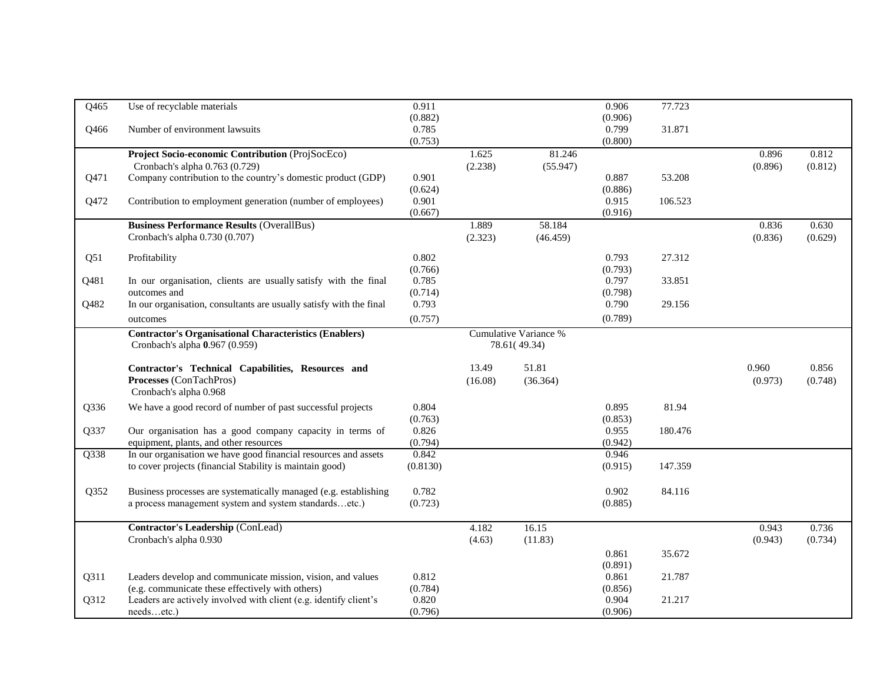| | | | | | | | | |
|---|---|---|---|---|---|---|---|---|
| Q465 | Use of recyclable materials | 0.911 (0.882) | | | 0.906 (0.906) | 77.723 | | |
| Q466 | Number of environment lawsuits | 0.785 (0.753) | | | 0.799 (0.800) | 31.871 | | |
| | **Project Socio-economic Contribution** (ProjSocEco) Cronbach's alpha 0.763 (0.729) | | 1.625 (2.238) | 81.246 (55.947) | | | 0.896 (0.896) | 0.812 (0.812) |
| Q471 | Company contribution to the country's domestic product (GDP) | 0.901 (0.624) | | | 0.887 (0.886) | 53.208 | | |
| Q472 | Contribution to employment generation (number of employees) | 0.901 (0.667) | | | 0.915 (0.916) | 106.523 | | |
| | **Business Performance Results** (OverallBus) Cronbach's alpha 0.730 (0.707) | | 1.889 (2.323) | 58.184 (46.459) | | | 0.836 (0.836) | 0.630 (0.629) |
| Q51 | Profitability | 0.802 (0.766) | | | 0.793 (0.793) | 27.312 | | |
| Q481 | In our organisation, clients are usually satisfy with the final outcomes and | 0.785 (0.714) | | | 0.797 (0.798) | 33.851 | | |
| Q482 | In our organisation, consultants are usually satisfy with the final outcomes | 0.793 (0.757) | | | 0.790 (0.789) | 29.156 | | |
| | **Contractor's Organisational Characteristics (Enablers)** Cronbach's alpha **0**.967 (0.959) | | Cumulative Variance % 78.61( 49.34) | | | | | |
| | **Contractor's Technical Capabilities, Resources and Processes** (ConTachPros) Cronbach's alpha 0.968 | | 13.49 (16.08) | 51.81 (36.364) | | | 0.960 (0.973) | 0.856 (0.748) |
| Q336 | We have a good record of number of past successful projects | 0.804 (0.763) | | | 0.895 (0.853) | 81.94 | | |
| Q337 | Our organisation has a good company capacity in terms of equipment, plants, and other resources | 0.826 (0.794) | | | 0.955 (0.942) | 180.476 | | |
| Q338 | In our organisation we have good financial resources and assets to cover projects (financial Stability is maintain good) | 0.842 (0.8130) | | | 0.946 (0.915) | 147.359 | | |
| Q352 | Business processes are systematically managed (e.g. establishing a process management system and system standards…etc.) | 0.782 (0.723) | | | 0.902 (0.885) | 84.116 | | |
| | **Contractor's Leadership** (ConLead) Cronbach's alpha 0.930 | | 4.182 (4.63) | 16.15 (11.83) | | | 0.943 (0.943) | 0.736 (0.734) |
| | | | | | 0.861 (0.891) | 35.672 | | |
| Q311 | Leaders develop and communicate mission, vision, and values (e.g. communicate these effectively with others) | 0.812 (0.784) | | | 0.861 (0.856) | 21.787 | | |
| Q312 | Leaders are actively involved with client (e.g. identify client's needs…etc.) | 0.820 (0.796) | | | 0.904 (0.906) | 21.217 | | |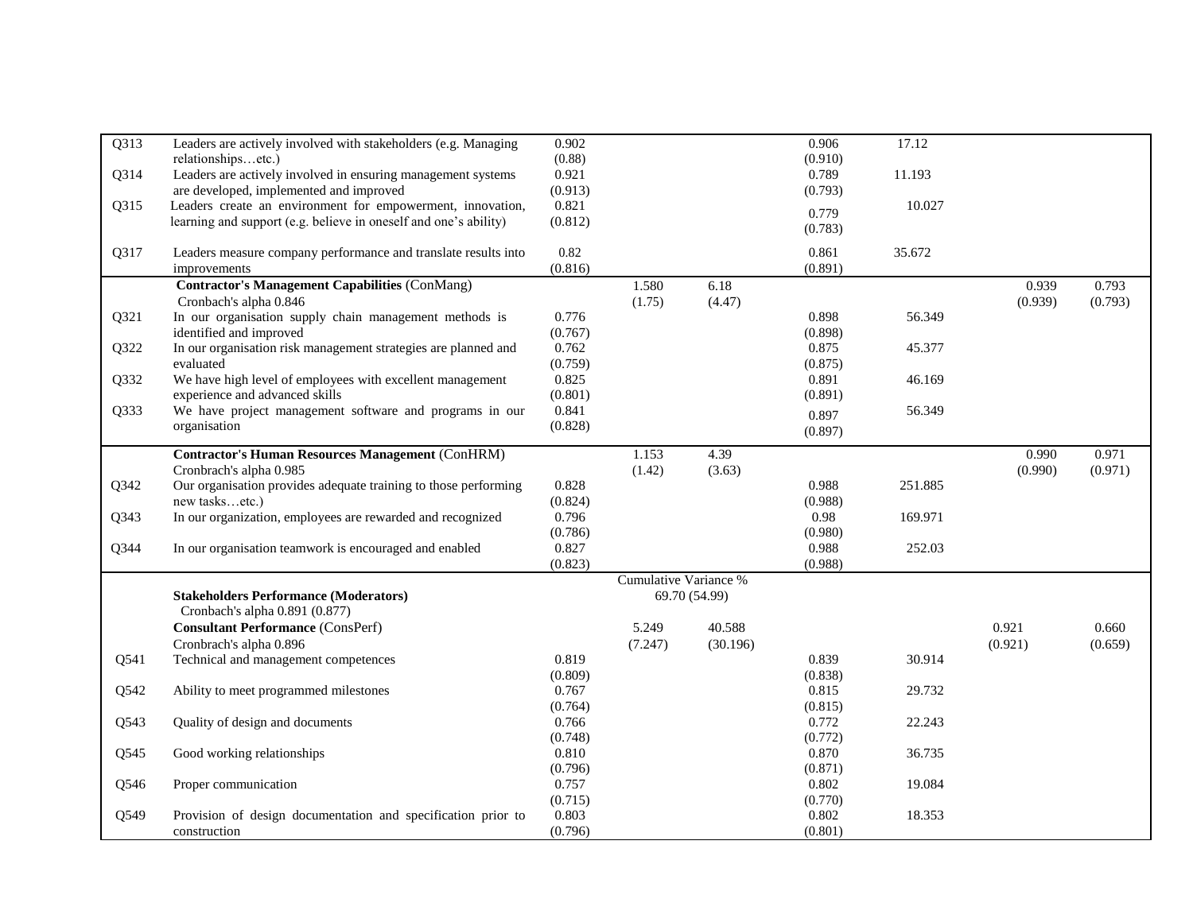| | | | | | | | | |
|---|---|---|---|---|---|---|---|---|
| Q313 | Leaders are actively involved with stakeholders (e.g. Managing relationships…etc.) | 0.902 (0.88) | | | 0.906 (0.910) | 17.12 | | |
| Q314 | Leaders are actively involved in ensuring management systems are developed, implemented and improved | 0.921 (0.913) | | | 0.789 (0.793) | 11.193 | | |
| Q315 | Leaders create an environment for empowerment, innovation, learning and support (e.g. believe in oneself and one's ability) | 0.821 (0.812) | | | 0.779 (0.783) | 10.027 | | |
| Q317 | Leaders measure company performance and translate results into improvements | 0.82 (0.816) | | | 0.861 (0.891) | 35.672 | | |
| | **Contractor's Management Capabilities** (ConMang) Cronbach's alpha 0.846 | | 1.580 (1.75) | 6.18 (4.47) | | | 0.939 (0.939) | 0.793 (0.793) |
| Q321 | In our organisation supply chain management methods is identified and improved | 0.776 (0.767) | | | 0.898 (0.898) | 56.349 | | |
| Q322 | In our organisation risk management strategies are planned and evaluated | 0.762 (0.759) | | | 0.875 (0.875) | 45.377 | | |
| Q332 | We have high level of employees with excellent management experience and advanced skills | 0.825 (0.801) | | | 0.891 (0.891) | 46.169 | | |
| Q333 | We have project management software and programs in our organisation | 0.841 (0.828) | | | 0.897 (0.897) | 56.349 | | |
| | **Contractor's Human Resources Management** (ConHRM) Cronbrach's alpha 0.985 | | 1.153 (1.42) | 4.39 (3.63) | | | 0.990 (0.990) | 0.971 (0.971) |
| Q342 | Our organisation provides adequate training to those performing new tasks…etc.) | 0.828 (0.824) | | | 0.988 (0.988) | 251.885 | | |
| Q343 | In our organization, employees are rewarded and recognized | 0.796 (0.786) | | | 0.98 (0.980) | 169.971 | | |
| Q344 | In our organisation teamwork is encouraged and enabled | 0.827 (0.823) | | | 0.988 (0.988) | 252.03 | | |
| | | | Cumulative Variance % 69.70 (54.99) | | | | | |
| | **Stakeholders Performance (Moderators)** Cronbach's alpha 0.891 (0.877) | | | | | | | |
| | **Consultant Performance** (ConsPerf) Cronbach's alpha 0.896 | | 5.249 (7.247) | 40.588 (30.196) | | | 0.921 (0.921) | 0.660 (0.659) |
| Q541 | Technical and management competences | 0.819 (0.809) | | | 0.839 (0.838) | 30.914 | | |
| Q542 | Ability to meet programmed milestones | 0.767 (0.764) | | | 0.815 (0.815) | 29.732 | | |
| Q543 | Quality of design and documents | 0.766 (0.748) | | | 0.772 (0.772) | 22.243 | | |
| Q545 | Good working relationships | 0.810 (0.796) | | | 0.870 (0.871) | 36.735 | | |
| Q546 | Proper communication | 0.757 (0.715) | | | 0.802 (0.770) | 19.084 | | |
| Q549 | Provision of design documentation and specification prior to construction | 0.803 (0.796) | | | 0.802 (0.801) | 18.353 | | |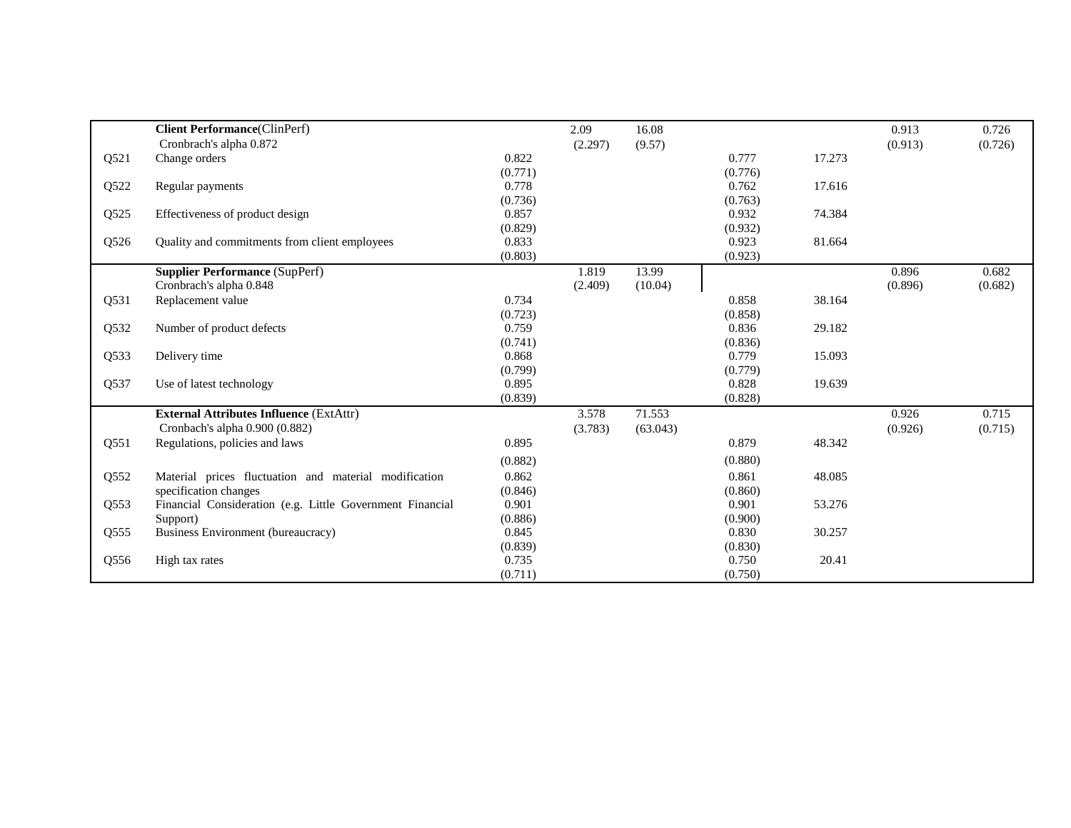| | | | | | | | | |
|---|---|---|---|---|---|---|---|---|
| | **Client Performance**(ClinPerf) Cronbrach's alpha 0.872 | | 2.09 (2.297) | 16.08 (9.57) | | | 0.913 (0.913) | 0.726 (0.726) |
| Q521 | Change orders | 0.822 (0.771) | | | 0.777 (0.776) | 17.273 | | |
| Q522 | Regular payments | 0.778 (0.736) | | | 0.762 (0.763) | 17.616 | | |
| Q525 | Effectiveness of product design | 0.857 (0.829) | | | 0.932 (0.932) | 74.384 | | |
| Q526 | Quality and commitments from client employees | 0.833 (0.803) | | | 0.923 (0.923) | 81.664 | | |
| | **Supplier Performance** (SupPerf) Cronbrach's alpha 0.848 | | 1.819 (2.409) | 13.99 (10.04) | | | 0.896 (0.896) | 0.682 (0.682) |
| Q531 | Replacement value | 0.734 (0.723) | | | 0.858 (0.858) | 38.164 | | |
| Q532 | Number of product defects | 0.759 (0.741) | | | 0.836 (0.836) | 29.182 | | |
| Q533 | Delivery time | 0.868 (0.799) | | | 0.779 (0.779) | 15.093 | | |
| Q537 | Use of latest technology | 0.895 (0.839) | | | 0.828 (0.828) | 19.639 | | |
| | **External Attributes Influence** (ExtAttr) Cronbrach's alpha 0.900 (0.882) | | 3.578 (3.783) | 71.553 (63.043) | | | 0.926 (0.926) | 0.715 (0.715) |
| Q551 | Regulations, policies and laws | 0.895 (0.882) | | | 0.879 (0.880) | 48.342 | | |
| Q552 | Material prices fluctuation and material modification specification changes | 0.862 (0.846) | | | 0.861 (0.860) | 48.085 | | |
| Q553 | Financial Consideration (e.g. Little Government Financial Support) | 0.901 (0.886) | | | 0.901 (0.900) | 53.276 | | |
| Q555 | Business Environment (bureaucracy) | 0.845 (0.839) | | | 0.830 (0.830) | 30.257 | | |
| Q556 | High tax rates | 0.735 (0.711) | | | 0.750 (0.750) | 20.41 | | |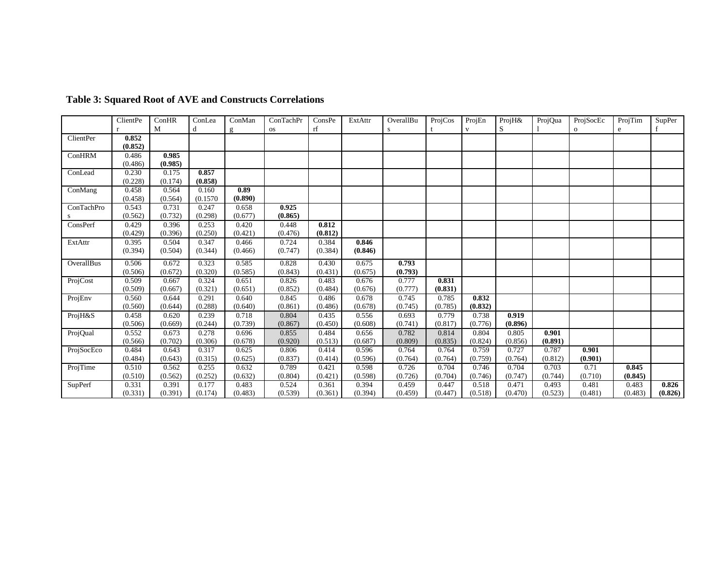**Table 3: Squared Root of AVE and Constructs Correlations**

| | ClientPer | ConHRM | ConLead | ConMang | ConTachPros | ConsPerf | ExtAttr | OverallBus | ProjCost | ProjEnv | ProjH&S | ProjQual | ProjSocEco | ProjTime | SupPerf |
|---|---|---|---|---|---|---|---|---|---|---|---|---|---|---|---|
| ClientPer | **0.852 (0.852)** | | | | | | | | | | | | | | |
| ConHRM | 0.486 (0.486) | **0.985 (0.985)** | | | | | | | | | | | | | |
| ConLead | 0.230 (0.228) | 0.175 (0.174) | **0.857 (0.858)** | | | | | | | | | | | | |
| ConMang | 0.458 (0.458) | 0.564 (0.564) | 0.160 (0.1570 | **0.89 (0.890)** | | | | | | | | | | | |
| ConTachPros | 0.543 (0.562) | 0.731 (0.732) | 0.247 (0.298) | 0.658 (0.677) | **0.925 (0.865)** | | | | | | | | | | |
| ConsPerf | 0.429 (0.429) | 0.396 (0.396) | 0.253 (0.250) | 0.420 (0.421) | 0.448 (0.476) | **0.812 (0.812)** | | | | | | | | | |
| ExtAttr | 0.395 (0.394) | 0.504 (0.504) | 0.347 (0.344) | 0.466 (0.466) | 0.724 (0.747) | 0.384 (0.384) | **0.846 (0.846)** | | | | | | | | |
| OverallBus | 0.506 (0.506) | 0.672 (0.672) | 0.323 (0.320) | 0.585 (0.585) | 0.828 (0.843) | 0.430 (0.431) | 0.675 (0.675) | **0.793 (0.793)** | | | | | | | |
| ProjCost | 0.509 (0.509) | 0.667 (0.667) | 0.324 (0.321) | 0.651 (0.651) | 0.826 (0.852) | 0.483 (0.484) | 0.676 (0.676) | 0.777 (0.777) | **0.831 (0.831)** | | | | | | |
| ProjEnv | 0.560 (0.560) | 0.644 (0.644) | 0.291 (0.288) | 0.640 (0.640) | 0.845 (0.861) | 0.486 (0.486) | 0.678 (0.678) | 0.745 (0.745) | 0.785 (0.785) | **0.832 (0.832)** | | | | | |
| ProjH&S | 0.458 (0.506) | 0.620 (0.669) | 0.239 (0.244) | 0.718 (0.739) | 0.804 (0.867) | 0.435 (0.450) | 0.556 (0.608) | 0.693 (0.741) | 0.779 (0.817) | 0.738 (0.776) | **0.919 (0.896)** | | | | |
| ProjQual | 0.552 (0.566) | 0.673 (0.702) | 0.278 (0.306) | 0.696 (0.678) | 0.855 (0.920) | 0.484 (0.513) | 0.656 (0.687) | 0.782 (0.809) | 0.814 (0.835) | 0.804 (0.824) | 0.805 (0.856) | **0.901 (0.891)** | | | |
| ProjSocEco | 0.484 (0.484) | 0.643 (0.643) | 0.317 (0.315) | 0.625 (0.625) | 0.806 (0.837) | 0.414 (0.414) | 0.596 (0.596) | 0.764 (0.764) | 0.764 (0.764) | 0.759 (0.759) | 0.727 (0.764) | 0.787 (0.812) | **0.901 (0.901)** | | |
| ProjTime | 0.510 (0.510) | 0.562 (0.562) | 0.255 (0.252) | 0.632 (0.632) | 0.789 (0.804) | 0.421 (0.421) | 0.598 (0.598) | 0.726 (0.726) | 0.704 (0.704) | 0.746 (0.746) | 0.704 (0.747) | 0.703 (0.744) | 0.71 (0.710) | **0.845 (0.845)** | |
| SupPerf | 0.331 (0.331) | 0.391 (0.391) | 0.177 (0.174) | 0.483 (0.483) | 0.524 (0.539) | 0.361 (0.361) | 0.394 (0.394) | 0.459 (0.459) | 0.447 (0.447) | 0.518 (0.518) | 0.471 (0.470) | 0.493 (0.523) | 0.481 (0.481) | 0.483 (0.483) | **0.826 (0.826)** |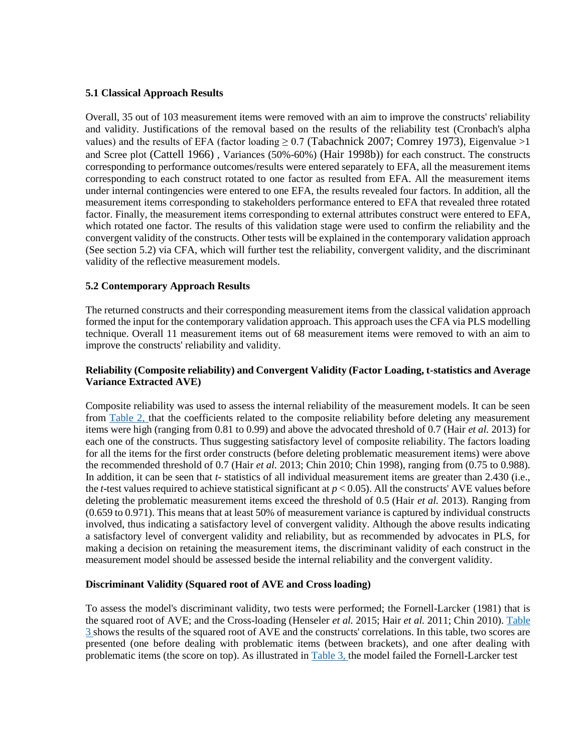### 5.1 Classical Approach Results

Overall, 35 out of 103 measurement items were removed with an aim to improve the constructs' reliability and validity. Justifications of the removal based on the results of the reliability test (Cronbach's alpha values) and the results of EFA (factor loading ≥ 0.7 (Tabachnick 2007; Comrey 1973), Eigenvalue >1 and Scree plot (Cattell 1966) , Variances (50%-60%) (Hair 1998b)) for each construct. The constructs corresponding to performance outcomes/results were entered separately to EFA, all the measurement items corresponding to each construct rotated to one factor as resulted from EFA. All the measurement items under internal contingencies were entered to one EFA, the results revealed four factors. In addition, all the measurement items corresponding to stakeholders performance entered to EFA that revealed three rotated factor. Finally, the measurement items corresponding to external attributes construct were entered to EFA, which rotated one factor. The results of this validation stage were used to confirm the reliability and the convergent validity of the constructs. Other tests will be explained in the contemporary validation approach (See section 5.2) via CFA, which will further test the reliability, convergent validity, and the discriminant validity of the reflective measurement models.

### 5.2 Contemporary Approach Results

The returned constructs and their corresponding measurement items from the classical validation approach formed the input for the contemporary validation approach. This approach uses the CFA via PLS modelling technique. Overall 11 measurement items out of 68 measurement items were removed to with an aim to improve the constructs' reliability and validity.

**Reliability (Composite reliability) and Convergent Validity (Factor Loading, t-statistics and Average Variance Extracted AVE)**

Composite reliability was used to assess the internal reliability of the measurement models. It can be seen from Table 2, that the coefficients related to the composite reliability before deleting any measurement items were high (ranging from 0.81 to 0.99) and above the advocated threshold of 0.7 (Hair *et al.* 2013) for each one of the constructs. Thus suggesting satisfactory level of composite reliability. The factors loading for all the items for the first order constructs (before deleting problematic measurement items) were above the recommended threshold of 0.7 (Hair *et al.* 2013; Chin 2010; Chin 1998), ranging from (0.75 to 0.988). In addition, it can be seen that *t*- statistics of all individual measurement items are greater than 2.430 (i.e., the *t*-test values required to achieve statistical significant at $p < 0.05$). All the constructs' AVE values before deleting the problematic measurement items exceed the threshold of 0.5 (Hair *et al.* 2013). Ranging from (0.659 to 0.971). This means that at least 50% of measurement variance is captured by individual constructs involved, thus indicating a satisfactory level of convergent validity. Although the above results indicating a satisfactory level of convergent validity and reliability, but as recommended by advocates in PLS, for making a decision on retaining the measurement items, the discriminant validity of each construct in the measurement model should be assessed beside the internal reliability and the convergent validity.

**Discriminant Validity (Squared root of AVE and Cross loading)**

To assess the model's discriminant validity, two tests were performed; the Fornell-Larcker (1981) that is the squared root of AVE; and the Cross-loading (Henseler *et al.* 2015; Hair *et al.* 2011; Chin 2010). Table 3 shows the results of the squared root of AVE and the constructs' correlations. In this table, two scores are presented (one before dealing with problematic items (between brackets), and one after dealing with problematic items (the score on top). As illustrated in Table 3, the model failed the Fornell-Larcker test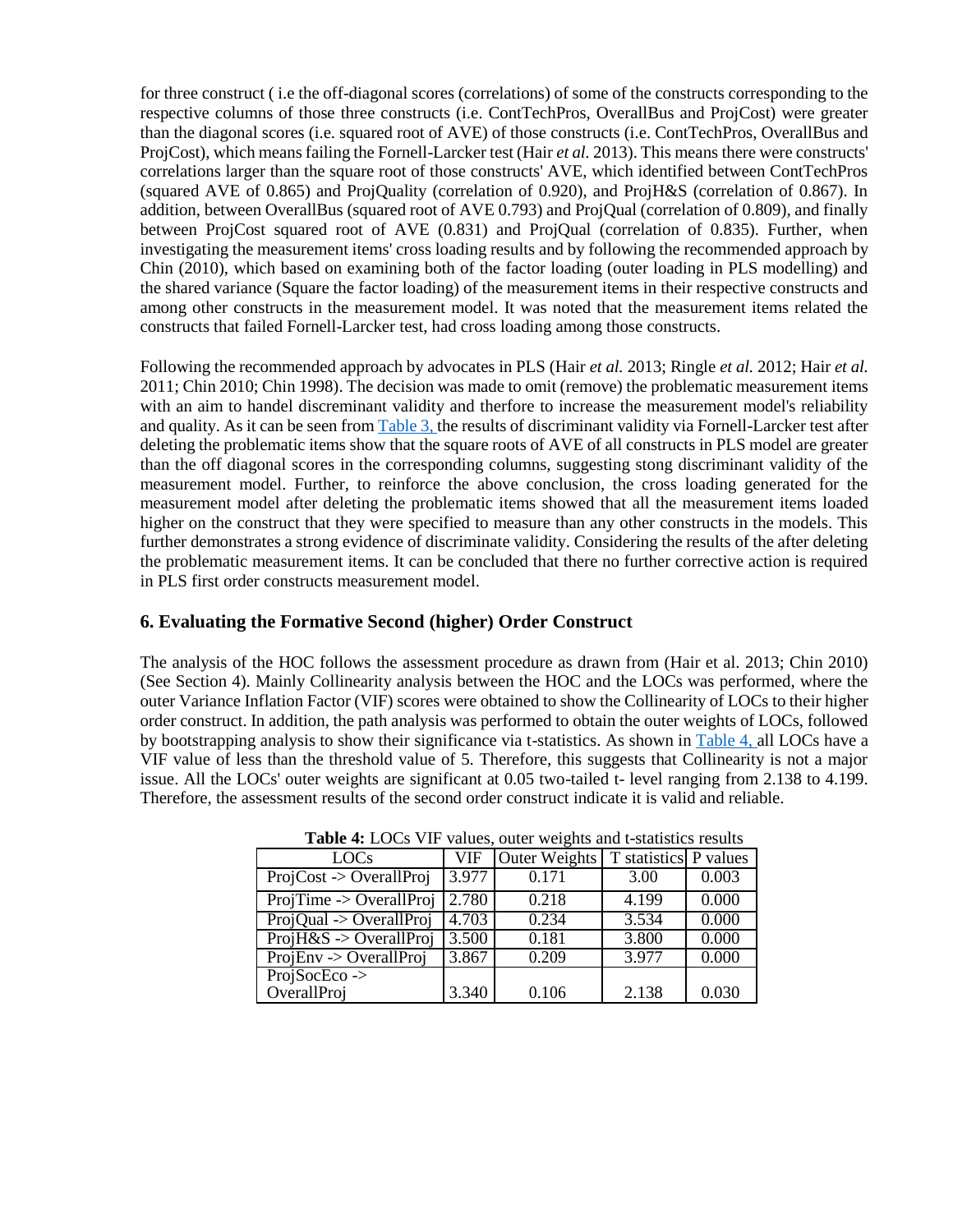for three construct ( i.e the off-diagonal scores (correlations) of some of the constructs corresponding to the respective columns of those three constructs (i.e. ContTechPros, OverallBus and ProjCost) were greater than the diagonal scores (i.e. squared root of AVE) of those constructs (i.e. ContTechPros, OverallBus and ProjCost), which means failing the Fornell-Larcker test (Hair *et al.* 2013). This means there were constructs' correlations larger than the square root of those constructs' AVE, which identified between ContTechPros (squared AVE of 0.865) and ProjQuality (correlation of 0.920), and ProjH&S (correlation of 0.867). In addition, between OverallBus (squared root of AVE 0.793) and ProjQual (correlation of 0.809), and finally between ProjCost squared root of AVE (0.831) and ProjQual (correlation of 0.835). Further, when investigating the measurement items' cross loading results and by following the recommended approach by Chin (2010), which based on examining both of the factor loading (outer loading in PLS modelling) and the shared variance (Square the factor loading) of the measurement items in their respective constructs and among other constructs in the measurement model. It was noted that the measurement items related the constructs that failed Fornell-Larcker test, had cross loading among those constructs.

Following the recommended approach by advocates in PLS (Hair *et al.* 2013; Ringle *et al.* 2012; Hair *et al.* 2011; Chin 2010; Chin 1998). The decision was made to omit (remove) the problematic measurement items with an aim to handel discreminant validity and therfore to increase the measurement model's reliability and quality. As it can be seen from Table 3, the results of discriminant validity via Fornell-Larcker test after deleting the problematic items show that the square roots of AVE of all constructs in PLS model are greater than the off diagonal scores in the corresponding columns, suggesting stong discriminant validity of the measurement model. Further, to reinforce the above conclusion, the cross loading generated for the measurement model after deleting the problematic items showed that all the measurement items loaded higher on the construct that they were specified to measure than any other constructs in the models. This further demonstrates a strong evidence of discriminate validity. Considering the results of the after deleting the problematic measurement items. It can be concluded that there no further corrective action is required in PLS first order constructs measurement model.

## 6. Evaluating the Formative Second (higher) Order Construct

The analysis of the HOC follows the assessment procedure as drawn from (Hair et al. 2013; Chin 2010) (See Section 4). Mainly Collinearity analysis between the HOC and the LOCs was performed, where the outer Variance Inflation Factor (VIF) scores were obtained to show the Collinearity of LOCs to their higher order construct. In addition, the path analysis was performed to obtain the outer weights of LOCs, followed by bootstrapping analysis to show their significance via t-statistics. As shown in Table 4, all LOCs have a VIF value of less than the threshold value of 5. Therefore, this suggests that Collinearity is not a major issue. All the LOCs' outer weights are significant at 0.05 two-tailed t- level ranging from 2.138 to 4.199. Therefore, the assessment results of the second order construct indicate it is valid and reliable.

**Table 4:** LOCs VIF values, outer weights and t-statistics results

| LOCs | VIF | Outer Weights | T statistics | P values |
|---|---|---|---|---|
| ProjCost -> OverallProj | 3.977 | 0.171 | 3.00 | 0.003 |
| ProjTime -> OverallProj | 2.780 | 0.218 | 4.199 | 0.000 |
| ProjQual -> OverallProj | 4.703 | 0.234 | 3.534 | 0.000 |
| ProjH&S -> OverallProj | 3.500 | 0.181 | 3.800 | 0.000 |
| ProjEnv -> OverallProj | 3.867 | 0.209 | 3.977 | 0.000 |
| ProjSocEco -> OverallProj | 3.340 | 0.106 | 2.138 | 0.030 |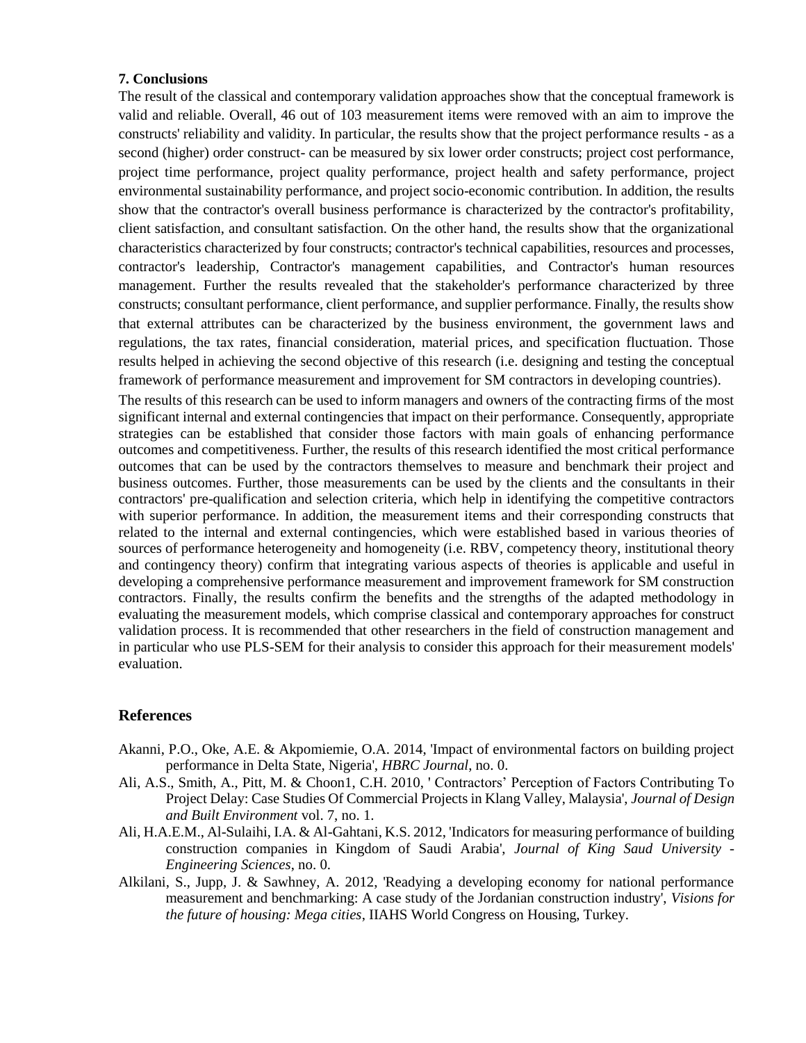## 7. Conclusions

The result of the classical and contemporary validation approaches show that the conceptual framework is valid and reliable. Overall, 46 out of 103 measurement items were removed with an aim to improve the constructs' reliability and validity. In particular, the results show that the project performance results - as a second (higher) order construct- can be measured by six lower order constructs; project cost performance, project time performance, project quality performance, project health and safety performance, project environmental sustainability performance, and project socio-economic contribution. In addition, the results show that the contractor's overall business performance is characterized by the contractor's profitability, client satisfaction, and consultant satisfaction. On the other hand, the results show that the organizational characteristics characterized by four constructs; contractor's technical capabilities, resources and processes, contractor's leadership, Contractor's management capabilities, and Contractor's human resources management. Further the results revealed that the stakeholder's performance characterized by three constructs; consultant performance, client performance, and supplier performance. Finally, the results show that external attributes can be characterized by the business environment, the government laws and regulations, the tax rates, financial consideration, material prices, and specification fluctuation. Those results helped in achieving the second objective of this research (i.e. designing and testing the conceptual framework of performance measurement and improvement for SM contractors in developing countries).

The results of this research can be used to inform managers and owners of the contracting firms of the most significant internal and external contingencies that impact on their performance. Consequently, appropriate strategies can be established that consider those factors with main goals of enhancing performance outcomes and competitiveness. Further, the results of this research identified the most critical performance outcomes that can be used by the contractors themselves to measure and benchmark their project and business outcomes. Further, those measurements can be used by the clients and the consultants in their contractors' pre-qualification and selection criteria, which help in identifying the competitive contractors with superior performance. In addition, the measurement items and their corresponding constructs that related to the internal and external contingencies, which were established based in various theories of sources of performance heterogeneity and homogeneity (i.e. RBV, competency theory, institutional theory and contingency theory) confirm that integrating various aspects of theories is applicable and useful in developing a comprehensive performance measurement and improvement framework for SM construction contractors. Finally, the results confirm the benefits and the strengths of the adapted methodology in evaluating the measurement models, which comprise classical and contemporary approaches for construct validation process. It is recommended that other researchers in the field of construction management and in particular who use PLS-SEM for their analysis to consider this approach for their measurement models' evaluation.

## References

Akanni, P.O., Oke, A.E. & Akpomiemie, O.A. 2014, 'Impact of environmental factors on building project performance in Delta State, Nigeria', *HBRC Journal*, no. 0.

Ali, A.S., Smith, A., Pitt, M. & Choon1, C.H. 2010, ' Contractors' Perception of Factors Contributing To Project Delay: Case Studies Of Commercial Projects in Klang Valley, Malaysia', *Journal of Design and Built Environment* vol. 7, no. 1.

Ali, H.A.E.M., Al-Sulaihi, I.A. & Al-Gahtani, K.S. 2012, 'Indicators for measuring performance of building construction companies in Kingdom of Saudi Arabia', *Journal of King Saud University - Engineering Sciences*, no. 0.

Alkilani, S., Jupp, J. & Sawhney, A. 2012, 'Readying a developing economy for national performance measurement and benchmarking: A case study of the Jordanian construction industry', *Visions for the future of housing: Mega cities*, IIAHS World Congress on Housing, Turkey.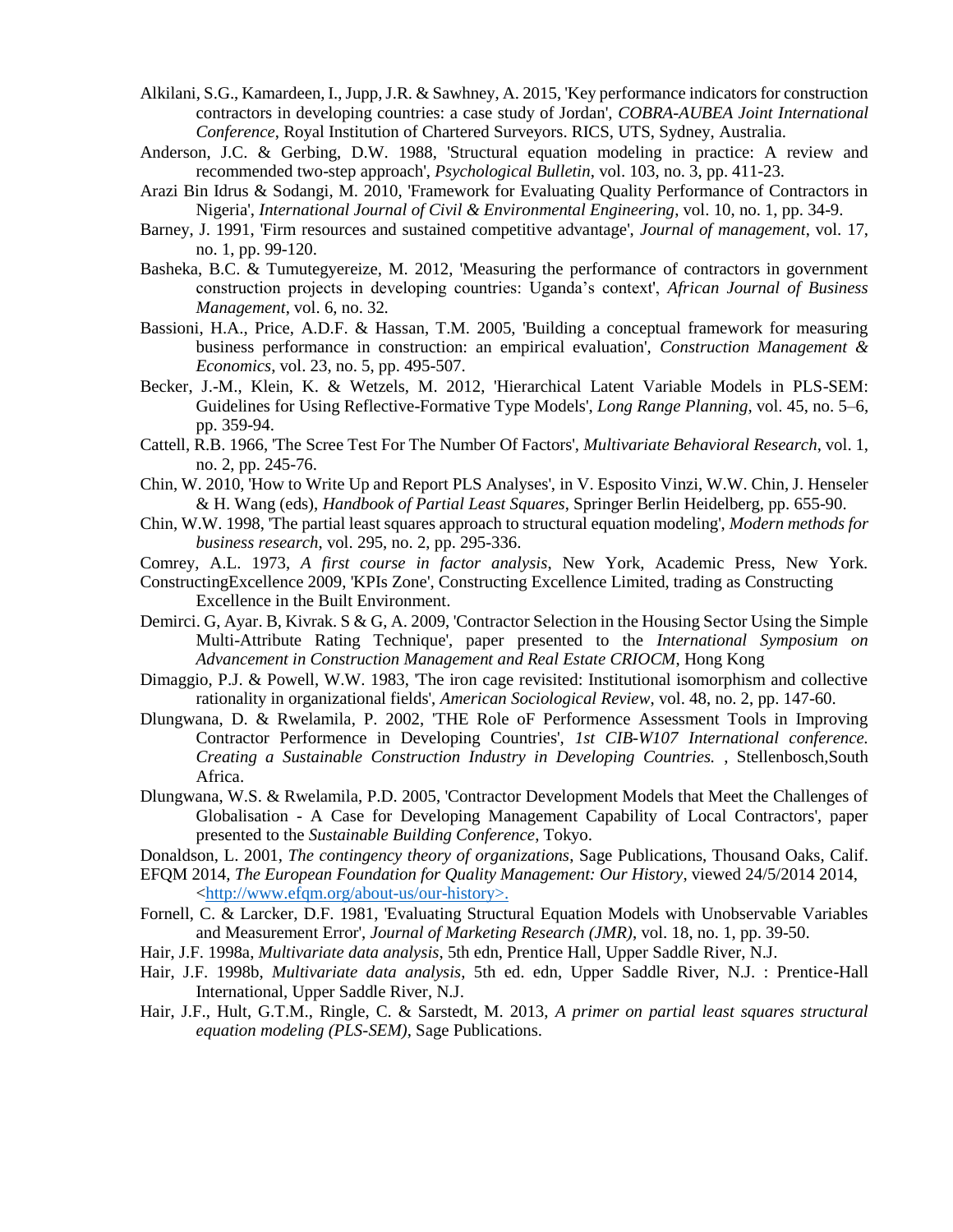Alkilani, S.G., Kamardeen, I., Jupp, J.R. & Sawhney, A. 2015, 'Key performance indicators for construction contractors in developing countries: a case study of Jordan', *COBRA-AUBEA Joint International Conference*, Royal Institution of Chartered Surveyors. RICS, UTS, Sydney, Australia.

Anderson, J.C. & Gerbing, D.W. 1988, 'Structural equation modeling in practice: A review and recommended two-step approach', *Psychological Bulletin*, vol. 103, no. 3, pp. 411-23.

Arazi Bin Idrus & Sodangi, M. 2010, 'Framework for Evaluating Quality Performance of Contractors in Nigeria', *International Journal of Civil & Environmental Engineering*, vol. 10, no. 1, pp. 34-9.

Barney, J. 1991, 'Firm resources and sustained competitive advantage', *Journal of management*, vol. 17, no. 1, pp. 99-120.

Basheka, B.C. & Tumutegyereize, M. 2012, 'Measuring the performance of contractors in government construction projects in developing countries: Uganda's context', *African Journal of Business Management*, vol. 6, no. 32.

Bassioni, H.A., Price, A.D.F. & Hassan, T.M. 2005, 'Building a conceptual framework for measuring business performance in construction: an empirical evaluation', *Construction Management & Economics*, vol. 23, no. 5, pp. 495-507.

Becker, J.-M., Klein, K. & Wetzels, M. 2012, 'Hierarchical Latent Variable Models in PLS-SEM: Guidelines for Using Reflective-Formative Type Models', *Long Range Planning*, vol. 45, no. 5–6, pp. 359-94.

Cattell, R.B. 1966, 'The Scree Test For The Number Of Factors', *Multivariate Behavioral Research*, vol. 1, no. 2, pp. 245-76.

Chin, W. 2010, 'How to Write Up and Report PLS Analyses', in V. Esposito Vinzi, W.W. Chin, J. Henseler & H. Wang (eds), *Handbook of Partial Least Squares*, Springer Berlin Heidelberg, pp. 655-90.

Chin, W.W. 1998, 'The partial least squares approach to structural equation modeling', *Modern methods for business research*, vol. 295, no. 2, pp. 295-336.

Comrey, A.L. 1973, *A first course in factor analysis*, New York, Academic Press, New York.

ConstructingExcellence 2009, 'KPIs Zone', Constructing Excellence Limited, trading as Constructing Excellence in the Built Environment.

Demirci. G, Ayar. B, Kivrak. S & G, A. 2009, 'Contractor Selection in the Housing Sector Using the Simple Multi-Attribute Rating Technique', paper presented to the *International Symposium on Advancement in Construction Management and Real Estate CRIOCM*, Hong Kong

Dimaggio, P.J. & Powell, W.W. 1983, 'The iron cage revisited: Institutional isomorphism and collective rationality in organizational fields', *American Sociological Review*, vol. 48, no. 2, pp. 147-60.

Dlungwana, D. & Rwelamila, P. 2002, 'THE Role oF Performence Assessment Tools in Improving Contractor Performence in Developing Countries', *1st CIB-W107 International conference. Creating a Sustainable Construction Industry in Developing Countries.* , Stellenbosch,South Africa.

Dlungwana, W.S. & Rwelamila, P.D. 2005, 'Contractor Development Models that Meet the Challenges of Globalisation - A Case for Developing Management Capability of Local Contractors', paper presented to the *Sustainable Building Conference*, Tokyo.

Donaldson, L. 2001, *The contingency theory of organizations*, Sage Publications, Thousand Oaks, Calif.

EFQM 2014, *The European Foundation for Quality Management: Our History*, viewed 24/5/2014 2014, <http://www.efqm.org/about-us/our-history>.

Fornell, C. & Larcker, D.F. 1981, 'Evaluating Structural Equation Models with Unobservable Variables and Measurement Error', *Journal of Marketing Research (JMR)*, vol. 18, no. 1, pp. 39-50.

Hair, J.F. 1998a, *Multivariate data analysis*, 5th edn, Prentice Hall, Upper Saddle River, N.J.

Hair, J.F. 1998b, *Multivariate data analysis*, 5th ed. edn, Upper Saddle River, N.J. : Prentice-Hall International, Upper Saddle River, N.J.

Hair, J.F., Hult, G.T.M., Ringle, C. & Sarstedt, M. 2013, *A primer on partial least squares structural equation modeling (PLS-SEM)*, Sage Publications.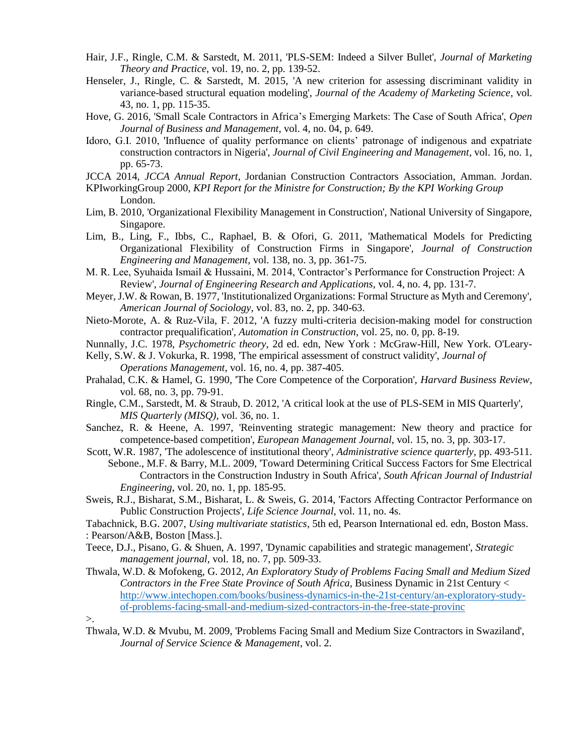Hair, J.F., Ringle, C.M. & Sarstedt, M. 2011, 'PLS-SEM: Indeed a Silver Bullet', *Journal of Marketing Theory and Practice*, vol. 19, no. 2, pp. 139-52.

Henseler, J., Ringle, C. & Sarstedt, M. 2015, 'A new criterion for assessing discriminant validity in variance-based structural equation modeling', *Journal of the Academy of Marketing Science*, vol. 43, no. 1, pp. 115-35.

Hove, G. 2016, 'Small Scale Contractors in Africa's Emerging Markets: The Case of South Africa', *Open Journal of Business and Management*, vol. 4, no. 04, p. 649.

Idoro, G.I. 2010, 'Influence of quality performance on clients' patronage of indigenous and expatriate construction contractors in Nigeria', *Journal of Civil Engineering and Management*, vol. 16, no. 1, pp. 65-73.

JCCA 2014, *JCCA Annual Report*, Jordanian Construction Contractors Association, Amman. Jordan.

KPIworkingGroup 2000, *KPI Report for the Ministre for Construction; By the KPI Working Group* London.

Lim, B. 2010, 'Organizational Flexibility Management in Construction', National University of Singapore, Singapore.

Lim, B., Ling, F., Ibbs, C., Raphael, B. & Ofori, G. 2011, 'Mathematical Models for Predicting Organizational Flexibility of Construction Firms in Singapore', *Journal of Construction Engineering and Management*, vol. 138, no. 3, pp. 361-75.

M. R. Lee, Syuhaida Ismail & Hussaini, M. 2014, 'Contractor's Performance for Construction Project: A Review', *Journal of Engineering Research and Applications*, vol. 4, no. 4, pp. 131-7.

Meyer, J.W. & Rowan, B. 1977, 'Institutionalized Organizations: Formal Structure as Myth and Ceremony', *American Journal of Sociology*, vol. 83, no. 2, pp. 340-63.

Nieto-Morote, A. & Ruz-Vila, F. 2012, 'A fuzzy multi-criteria decision-making model for construction contractor prequalification', *Automation in Construction*, vol. 25, no. 0, pp. 8-19.

Nunnally, J.C. 1978, *Psychometric theory*, 2d ed. edn, New York : McGraw-Hill, New York. O'Leary-Kelly, S.W. & J. Vokurka, R. 1998, 'The empirical assessment of construct validity', *Journal of Operations Management*, vol. 16, no. 4, pp. 387-405.

Prahalad, C.K. & Hamel, G. 1990, 'The Core Competence of the Corporation', *Harvard Business Review*, vol. 68, no. 3, pp. 79-91.

Ringle, C.M., Sarstedt, M. & Straub, D. 2012, 'A critical look at the use of PLS-SEM in MIS Quarterly', *MIS Quarterly (MISQ)*, vol. 36, no. 1.

Sanchez, R. & Heene, A. 1997, 'Reinventing strategic management: New theory and practice for competence-based competition', *European Management Journal*, vol. 15, no. 3, pp. 303-17.

Scott, W.R. 1987, 'The adolescence of institutional theory', *Administrative science quarterly*, pp. 493-511.

Sebone., M.F. & Barry, M.L. 2009, 'Toward Determining Critical Success Factors for Sme Electrical Contractors in the Construction Industry in South Africa', *South African Journal of Industrial Engineering*, vol. 20, no. 1, pp. 185-95.

Sweis, R.J., Bisharat, S.M., Bisharat, L. & Sweis, G. 2014, 'Factors Affecting Contractor Performance on Public Construction Projects', *Life Science Journal*, vol. 11, no. 4s.

Tabachnick, B.G. 2007, *Using multivariate statistics*, 5th ed, Pearson International ed. edn, Boston Mass. : Pearson/A&B, Boston [Mass.].

Teece, D.J., Pisano, G. & Shuen, A. 1997, 'Dynamic capabilities and strategic management', *Strategic management journal*, vol. 18, no. 7, pp. 509-33.

Thwala, W.D. & Mofokeng, G. 2012, *An Exploratory Study of Problems Facing Small and Medium Sized Contractors in the Free State Province of South Africa*, Business Dynamic in 21st Century < http://www.intechopen.com/books/business-dynamics-in-the-21st-century/an-exploratory-study-of-problems-facing-small-and-medium-sized-contractors-in-the-free-state-provinc >.

Thwala, W.D. & Mvubu, M. 2009, 'Problems Facing Small and Medium Size Contractors in Swaziland', *Journal of Service Science & Management*, vol. 2.